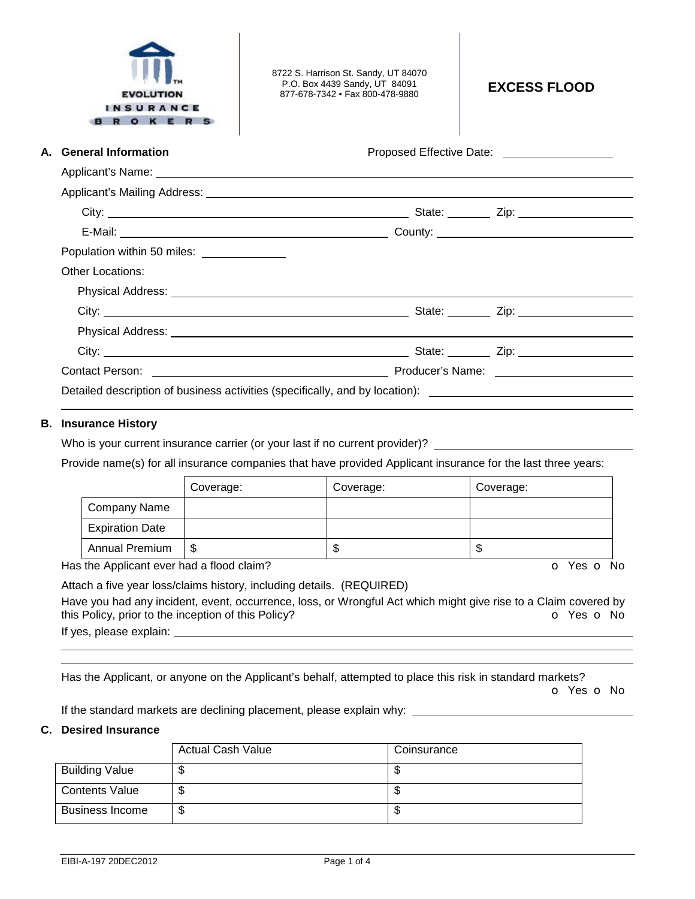EVOLUTION INSURANCE BROKERS

8722 S. Harrison St. Sandy, UT 84070
P.O. Box 4439 Sandy, UT 84091
877-678-7342 • Fax 800-478-9880

# EXCESS FLOOD

## A. General Information

Proposed Effective Date: ________________

Applicant's Name: ________________

Applicant's Mailing Address: ________________

City: ________________ State: ________ Zip: ________________

E-Mail: ________________ County: ________________

Population within 50 miles: ____________

Other Locations:

Physical Address: ________________

City: ________________ State: ________ Zip: ________________

Physical Address: ________________

City: ________________ State: ________ Zip: ________________

Contact Person: ________________ Producer's Name: ________________

Detailed description of business activities (specifically, and by location): ________________

## B. Insurance History

Who is your current insurance carrier (or your last if no current provider)? ________________

Provide name(s) for all insurance companies that have provided Applicant insurance for the last three years:

| | Coverage: | Coverage: | Coverage: |
|---|---|---|---|
| Company Name | | | |
| Expiration Date | | | |
| Annual Premium | $ | $ | $ |

Has the Applicant ever had a flood claim? o Yes o No

Attach a five year loss/claims history, including details. (REQUIRED)

Have you had any incident, event, occurrence, loss, or Wrongful Act which might give rise to a Claim covered by this Policy, prior to the inception of this Policy? o Yes o No

If yes, please explain: ________________

Has the Applicant, or anyone on the Applicant's behalf, attempted to place this risk in standard markets? o Yes o No

If the standard markets are declining placement, please explain why: ________________

## C. Desired Insurance

| | Actual Cash Value | Coinsurance |
|---|---|---|
| Building Value | $ | $ |
| Contents Value | $ | $ |
| Business Income | $ | $ |

EIBI-A-197 20DEC2012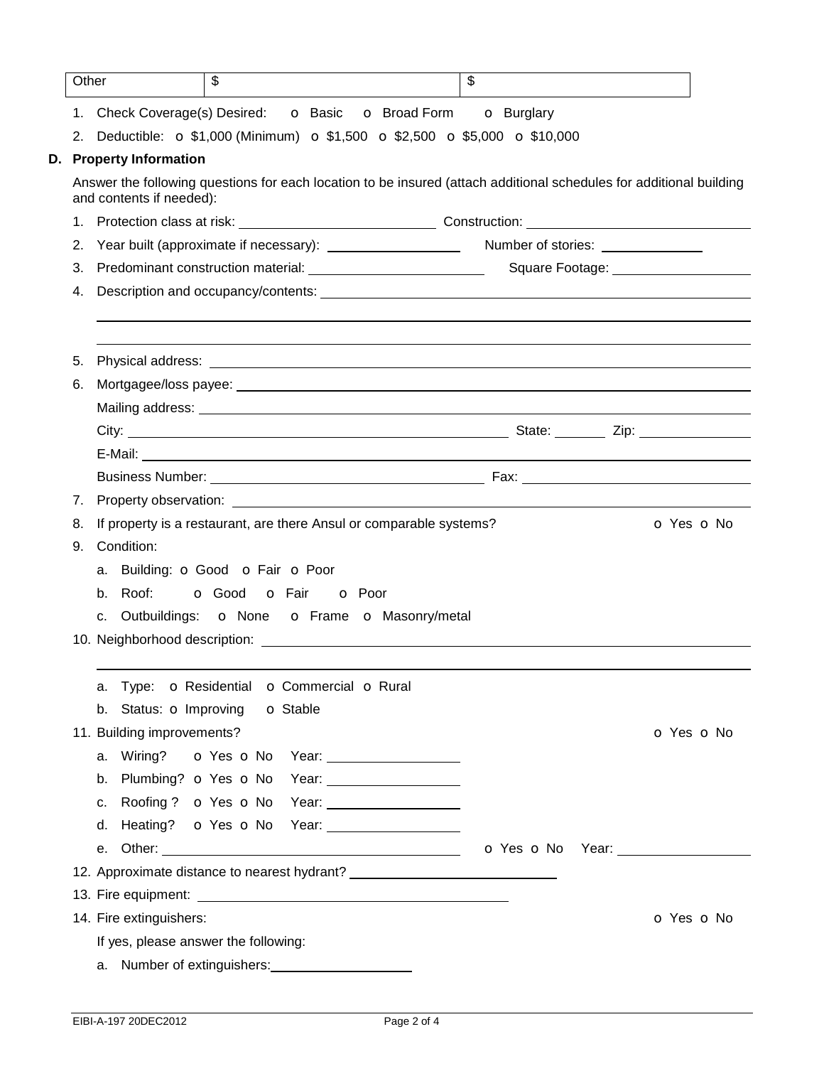| Other | $ | $ |
|---|---|---|

1. Check Coverage(s) Desired: o Basic o Broad Form o Burglary
2. Deductible: o $1,000 (Minimum) o $1,500 o $2,500 o $5,000 o $10,000

## D. Property Information

Answer the following questions for each location to be insured (attach additional schedules for additional building and contents if needed):

1. Protection class at risk: ______________________ Construction: ______________________
2. Year built (approximate if necessary): ______________________ Number of stories: ______________
3. Predominant construction material: ______________________ Square Footage: ______________
4. Description and occupancy/contents: ______________________________________________
5. Physical address: ______________________________________________
6. Mortgagee/loss payee: ______________________________________________

   Mailing address: ______________________________________________

   City: ______________________ State: ________ Zip: ______________

   E-Mail: ______________________________________________

   Business Number: ______________________ Fax: ______________________
7. Property observation: ______________________________________________
8. If property is a restaurant, are there Ansul or comparable systems? o Yes o No
9. Condition:
   a. Building: o Good o Fair o Poor
   b. Roof: o Good o Fair o Poor
   c. Outbuildings: o None o Frame o Masonry/metal
10. Neighborhood description: ______________________________________________
    a. Type: o Residential o Commercial o Rural
    b. Status: o Improving o Stable
11. Building improvements? o Yes o No
    a. Wiring? o Yes o No Year: ______________
    b. Plumbing? o Yes o No Year: ______________
    c. Roofing ? o Yes o No Year: ______________
    d. Heating? o Yes o No Year: ______________
    e. Other: ______________________ o Yes o No Year: ______________
12. Approximate distance to nearest hydrant? ______________________
13. Fire equipment: ______________________
14. Fire extinguishers: o Yes o No

    If yes, please answer the following:

    a. Number of extinguishers: ______________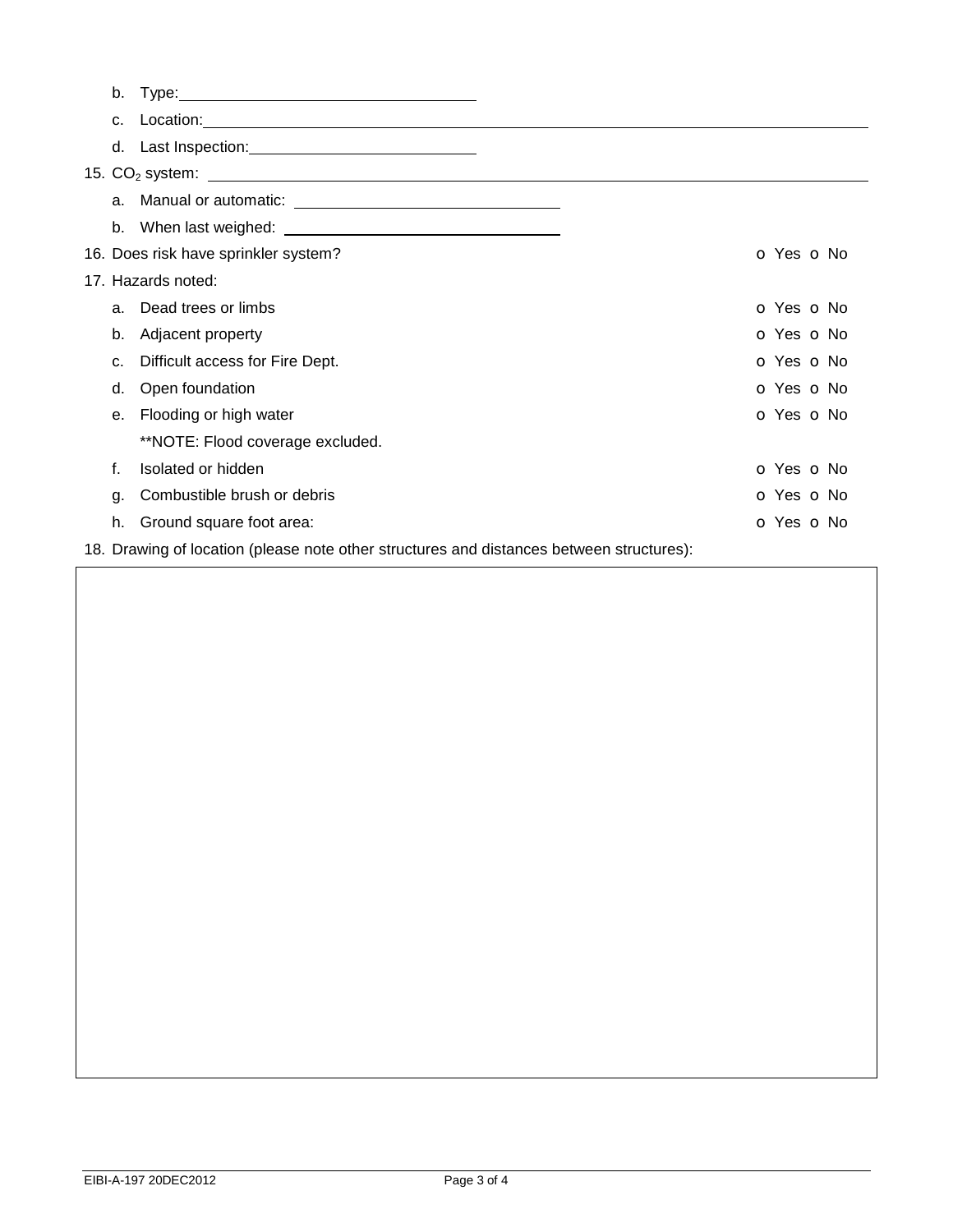b. Type: ______________________________

c. Location: ______________________________________________________________________

d. Last Inspection: ______________________

15. $CO_2$ system: ______________________________________________________________

a. Manual or automatic: ___________________________

b. When last weighed: ___________________________

16. Does risk have sprinkler system? o Yes o No

17. Hazards noted:

| | | |
|---|---|---|
| a. | Dead trees or limbs | o Yes o No |
| b. | Adjacent property | o Yes o No |
| c. | Difficult access for Fire Dept. | o Yes o No |
| d. | Open foundation | o Yes o No |
| e. | Flooding or high water | o Yes o No |
| | **NOTE: Flood coverage excluded. | |
| f. | Isolated or hidden | o Yes o No |
| g. | Combustible brush or debris | o Yes o No |
| h. | Ground square foot area: | o Yes o No |

18. Drawing of location (please note other structures and distances between structures):

EIBI-A-197 20DEC2012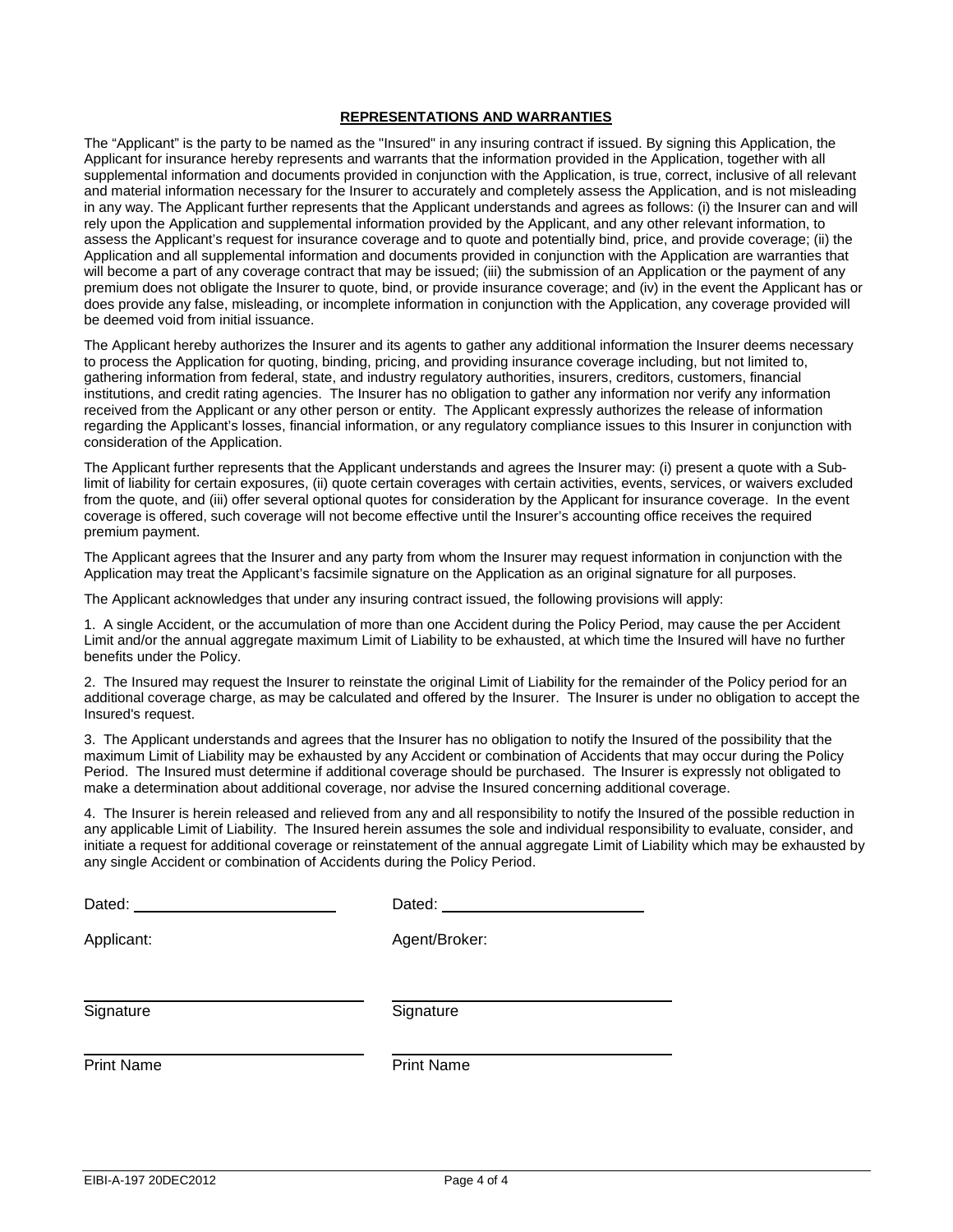## REPRESENTATIONS AND WARRANTIES

The "Applicant" is the party to be named as the "Insured" in any insuring contract if issued. By signing this Application, the Applicant for insurance hereby represents and warrants that the information provided in the Application, together with all supplemental information and documents provided in conjunction with the Application, is true, correct, inclusive of all relevant and material information necessary for the Insurer to accurately and completely assess the Application, and is not misleading in any way. The Applicant further represents that the Applicant understands and agrees as follows: (i) the Insurer can and will rely upon the Application and supplemental information provided by the Applicant, and any other relevant information, to assess the Applicant's request for insurance coverage and to quote and potentially bind, price, and provide coverage; (ii) the Application and all supplemental information and documents provided in conjunction with the Application are warranties that will become a part of any coverage contract that may be issued; (iii) the submission of an Application or the payment of any premium does not obligate the Insurer to quote, bind, or provide insurance coverage; and (iv) in the event the Applicant has or does provide any false, misleading, or incomplete information in conjunction with the Application, any coverage provided will be deemed void from initial issuance.

The Applicant hereby authorizes the Insurer and its agents to gather any additional information the Insurer deems necessary to process the Application for quoting, binding, pricing, and providing insurance coverage including, but not limited to, gathering information from federal, state, and industry regulatory authorities, insurers, creditors, customers, financial institutions, and credit rating agencies. The Insurer has no obligation to gather any information nor verify any information received from the Applicant or any other person or entity. The Applicant expressly authorizes the release of information regarding the Applicant's losses, financial information, or any regulatory compliance issues to this Insurer in conjunction with consideration of the Application.

The Applicant further represents that the Applicant understands and agrees the Insurer may: (i) present a quote with a Sub-limit of liability for certain exposures, (ii) quote certain coverages with certain activities, events, services, or waivers excluded from the quote, and (iii) offer several optional quotes for consideration by the Applicant for insurance coverage. In the event coverage is offered, such coverage will not become effective until the Insurer's accounting office receives the required premium payment.

The Applicant agrees that the Insurer and any party from whom the Insurer may request information in conjunction with the Application may treat the Applicant's facsimile signature on the Application as an original signature for all purposes.

The Applicant acknowledges that under any insuring contract issued, the following provisions will apply:

1. A single Accident, or the accumulation of more than one Accident during the Policy Period, may cause the per Accident Limit and/or the annual aggregate maximum Limit of Liability to be exhausted, at which time the Insured will have no further benefits under the Policy.

2. The Insured may request the Insurer to reinstate the original Limit of Liability for the remainder of the Policy period for an additional coverage charge, as may be calculated and offered by the Insurer. The Insurer is under no obligation to accept the Insured's request.

3. The Applicant understands and agrees that the Insurer has no obligation to notify the Insured of the possibility that the maximum Limit of Liability may be exhausted by any Accident or combination of Accidents that may occur during the Policy Period. The Insured must determine if additional coverage should be purchased. The Insurer is expressly not obligated to make a determination about additional coverage, nor advise the Insured concerning additional coverage.

4. The Insurer is herein released and relieved from any and all responsibility to notify the Insured of the possible reduction in any applicable Limit of Liability. The Insured herein assumes the sole and individual responsibility to evaluate, consider, and initiate a request for additional coverage or reinstatement of the annual aggregate Limit of Liability which may be exhausted by any single Accident or combination of Accidents during the Policy Period.

Dated: ______________________ Dated: ______________________

Applicant: Agent/Broker:

______________________________ ______________________________
Signature Signature

______________________________ ______________________________
Print Name Print Name

EIBI-A-197 20DEC2012